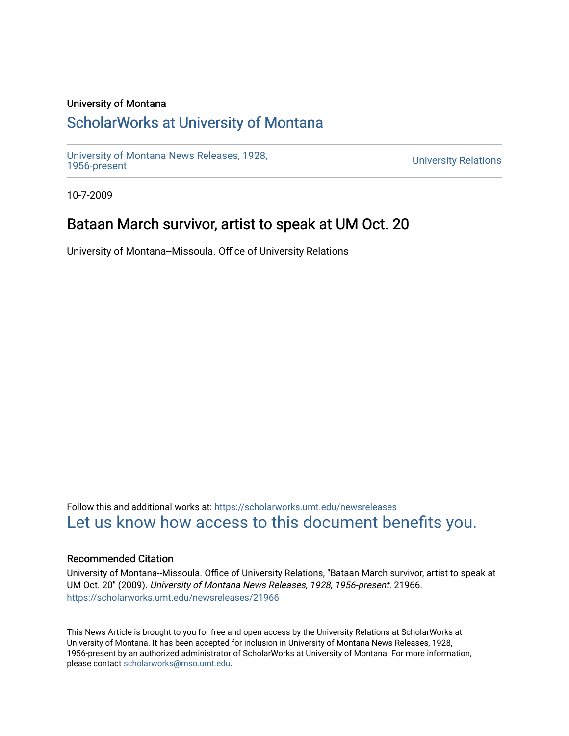University of Montana

## ScholarWorks at University of Montana

University of Montana News Releases, 1928, 1956-present

University Relations

10-7-2009

# Bataan March survivor, artist to speak at UM Oct. 20

University of Montana--Missoula. Office of University Relations

Follow this and additional works at: https://scholarworks.umt.edu/newsreleases

Let us know how access to this document benefits you.

### Recommended Citation

University of Montana--Missoula. Office of University Relations, "Bataan March survivor, artist to speak at UM Oct. 20" (2009). *University of Montana News Releases, 1928, 1956-present*. 21966.
https://scholarworks.umt.edu/newsreleases/21966

This News Article is brought to you for free and open access by the University Relations at ScholarWorks at University of Montana. It has been accepted for inclusion in University of Montana News Releases, 1928, 1956-present by an authorized administrator of ScholarWorks at University of Montana. For more information, please contact scholarworks@mso.umt.edu.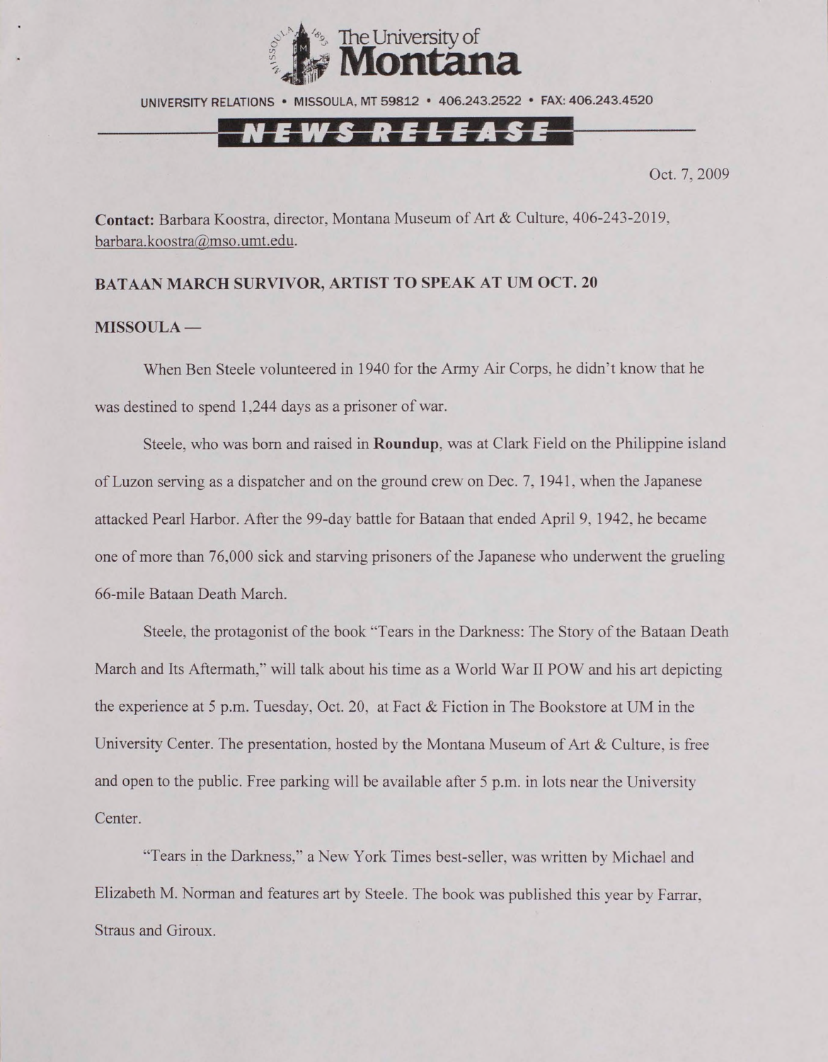The University of Montana

UNIVERSITY RELATIONS • MISSOULA, MT 59812 • 406.243.2522 • FAX: 406.243.4520

**NEWS RELEASE**

Oct. 7, 2009

**Contact:** Barbara Koostra, director, Montana Museum of Art & Culture, 406-243-2019, barbara.koostra@mso.umt.edu.

**BATAAN MARCH SURVIVOR, ARTIST TO SPEAK AT UM OCT. 20**

**MISSOULA —**

When Ben Steele volunteered in 1940 for the Army Air Corps, he didn't know that he was destined to spend 1,244 days as a prisoner of war.

Steele, who was born and raised in **Roundup**, was at Clark Field on the Philippine island of Luzon serving as a dispatcher and on the ground crew on Dec. 7, 1941, when the Japanese attacked Pearl Harbor. After the 99-day battle for Bataan that ended April 9, 1942, he became one of more than 76,000 sick and starving prisoners of the Japanese who underwent the grueling 66-mile Bataan Death March.

Steele, the protagonist of the book "Tears in the Darkness: The Story of the Bataan Death March and Its Aftermath," will talk about his time as a World War II POW and his art depicting the experience at 5 p.m. Tuesday, Oct. 20, at Fact & Fiction in The Bookstore at UM in the University Center. The presentation, hosted by the Montana Museum of Art & Culture, is free and open to the public. Free parking will be available after 5 p.m. in lots near the University Center.

"Tears in the Darkness," a New York Times best-seller, was written by Michael and Elizabeth M. Norman and features art by Steele. The book was published this year by Farrar, Straus and Giroux.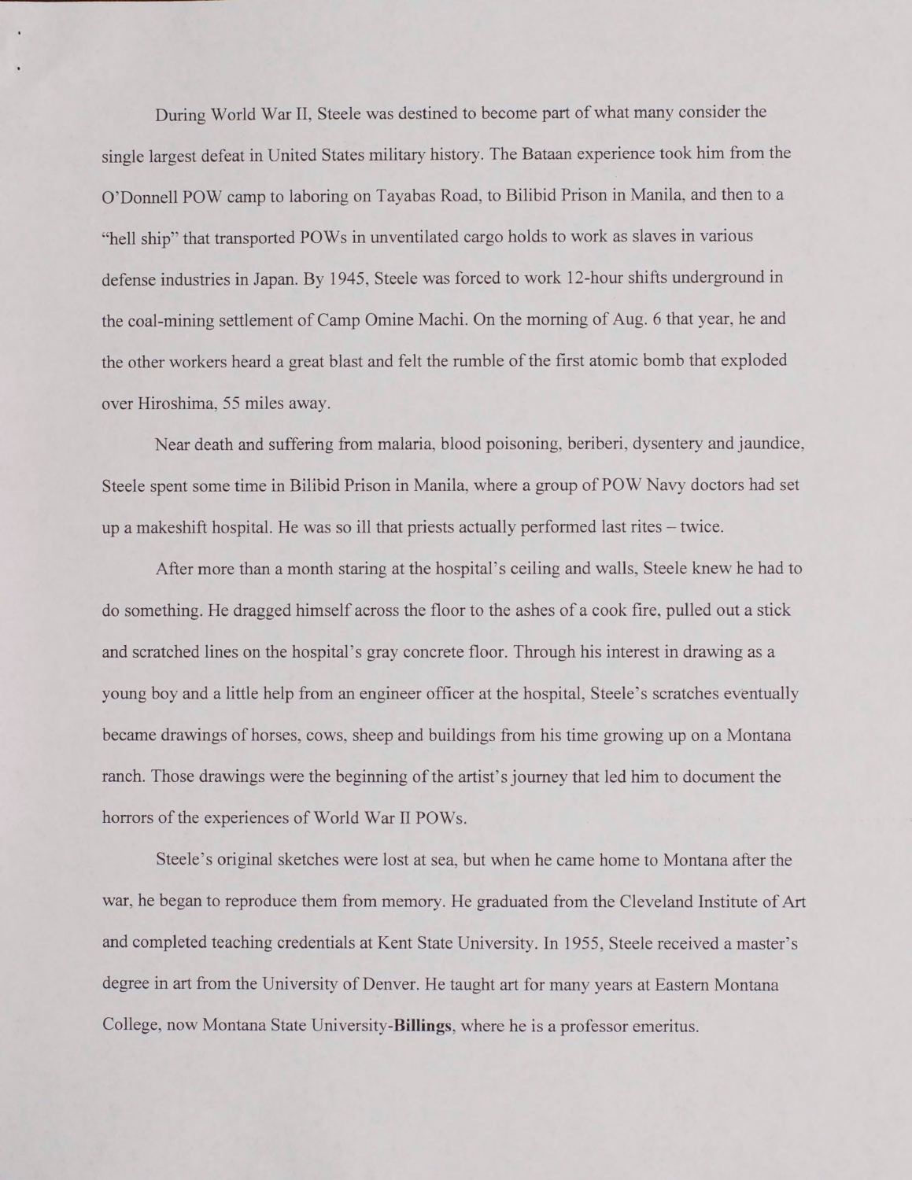During World War II, Steele was destined to become part of what many consider the single largest defeat in United States military history. The Bataan experience took him from the O'Donnell POW camp to laboring on Tayabas Road, to Bilibid Prison in Manila, and then to a "hell ship" that transported POWs in unventilated cargo holds to work as slaves in various defense industries in Japan. By 1945, Steele was forced to work 12-hour shifts underground in the coal-mining settlement of Camp Omine Machi. On the morning of Aug. 6 that year, he and the other workers heard a great blast and felt the rumble of the first atomic bomb that exploded over Hiroshima, 55 miles away.

Near death and suffering from malaria, blood poisoning, beriberi, dysentery and jaundice, Steele spent some time in Bilibid Prison in Manila, where a group of POW Navy doctors had set up a makeshift hospital. He was so ill that priests actually performed last rites – twice.

After more than a month staring at the hospital's ceiling and walls, Steele knew he had to do something. He dragged himself across the floor to the ashes of a cook fire, pulled out a stick and scratched lines on the hospital's gray concrete floor. Through his interest in drawing as a young boy and a little help from an engineer officer at the hospital, Steele's scratches eventually became drawings of horses, cows, sheep and buildings from his time growing up on a Montana ranch. Those drawings were the beginning of the artist's journey that led him to document the horrors of the experiences of World War II POWs.

Steele's original sketches were lost at sea, but when he came home to Montana after the war, he began to reproduce them from memory. He graduated from the Cleveland Institute of Art and completed teaching credentials at Kent State University. In 1955, Steele received a master's degree in art from the University of Denver. He taught art for many years at Eastern Montana College, now Montana State University-**Billings**, where he is a professor emeritus.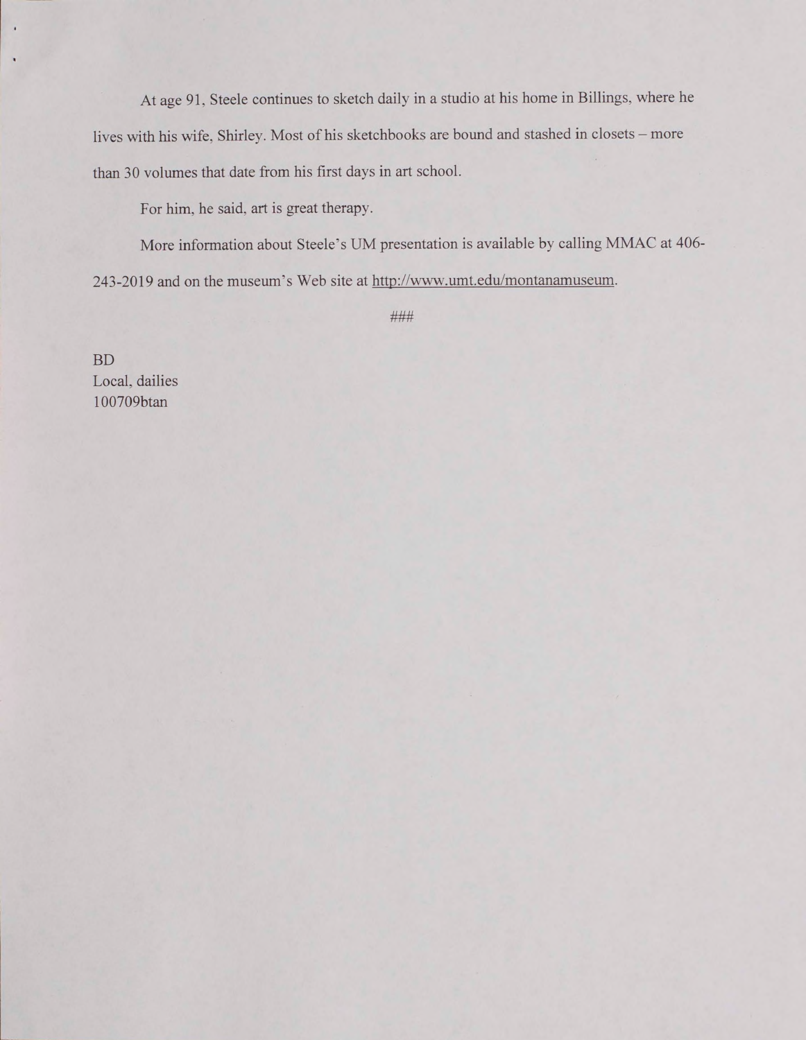At age 91, Steele continues to sketch daily in a studio at his home in Billings, where he lives with his wife, Shirley. Most of his sketchbooks are bound and stashed in closets – more than 30 volumes that date from his first days in art school.

For him, he said, art is great therapy.

More information about Steele's UM presentation is available by calling MMAC at 406-243-2019 and on the museum's Web site at http://www.umt.edu/montanamuseum.

###

BD
Local, dailies
100709btan